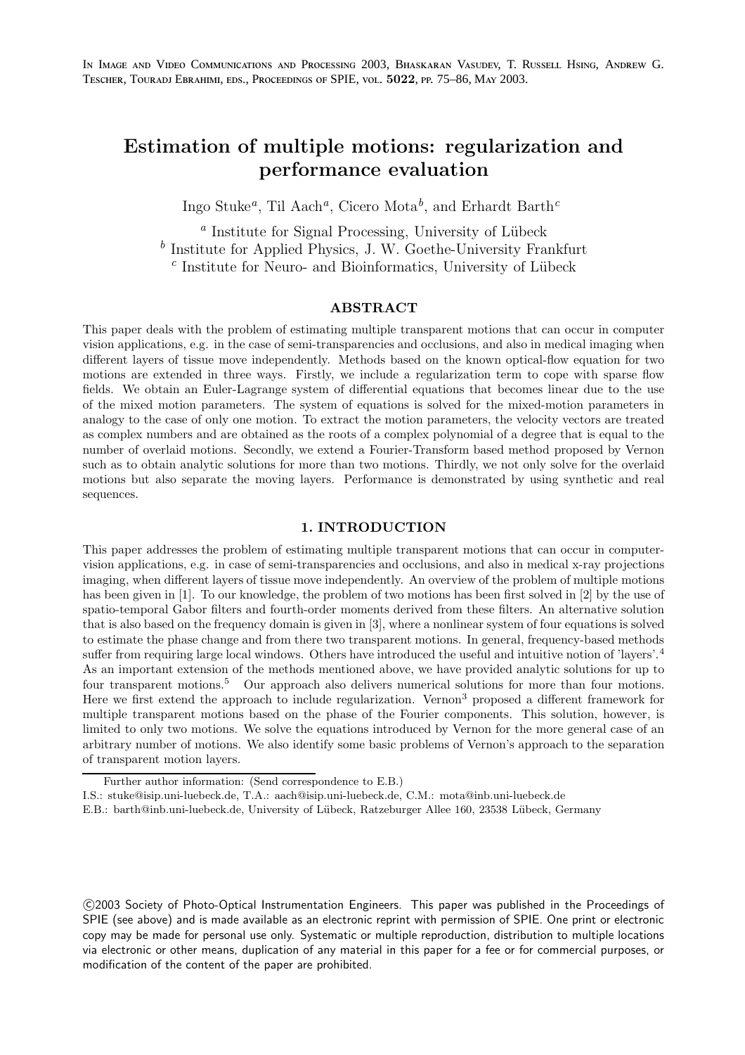In Image and Video Communications and Processing 2003, Bhaskaran Vasudev, T. Russell Hsing, Andrew G. Tescher, Touradj Ebrahimi, eds., Proceedings of SPIE, vol. **5022**, pp. 75–86, May 2003.

# Estimation of multiple motions: regularization and performance evaluation

Ingo Stuke[a], Til Aach[a], Cicero Mota[b], and Erhardt Barth[c]

[a] Institute for Signal Processing, University of Lübeck
[b] Institute for Applied Physics, J. W. Goethe-University Frankfurt
[c] Institute for Neuro- and Bioinformatics, University of Lübeck

## ABSTRACT

This paper deals with the problem of estimating multiple transparent motions that can occur in computer vision applications, e.g. in the case of semi-transparencies and occlusions, and also in medical imaging when different layers of tissue move independently. Methods based on the known optical-flow equation for two motions are extended in three ways. Firstly, we include a regularization term to cope with sparse flow fields. We obtain an Euler-Lagrange system of differential equations that becomes linear due to the use of the mixed motion parameters. The system of equations is solved for the mixed-motion parameters in analogy to the case of only one motion. To extract the motion parameters, the velocity vectors are treated as complex numbers and are obtained as the roots of a complex polynomial of a degree that is equal to the number of overlaid motions. Secondly, we extend a Fourier-Transform based method proposed by Vernon such as to obtain analytic solutions for more than two motions. Thirdly, we not only solve for the overlaid motions but also separate the moving layers. Performance is demonstrated by using synthetic and real sequences.

## 1. INTRODUCTION

This paper addresses the problem of estimating multiple transparent motions that can occur in computer-vision applications, e.g. in case of semi-transparencies and occlusions, and also in medical x-ray projections imaging, when different layers of tissue move independently. An overview of the problem of multiple motions has been given in [1]. To our knowledge, the problem of two motions has been first solved in [2] by the use of spatio-temporal Gabor filters and fourth-order moments derived from these filters. An alternative solution that is also based on the frequency domain is given in [3], where a nonlinear system of four equations is solved to estimate the phase change and from there two transparent motions. In general, frequency-based methods suffer from requiring large local windows. Others have introduced the useful and intuitive notion of 'layers'.[4] As an important extension of the methods mentioned above, we have provided analytic solutions for up to four transparent motions.[5] Our approach also delivers numerical solutions for more than four motions. Here we first extend the approach to include regularization. Vernon[3] proposed a different framework for multiple transparent motions based on the phase of the Fourier components. This solution, however, is limited to only two motions. We solve the equations introduced by Vernon for the more general case of an arbitrary number of motions. We also identify some basic problems of Vernon's approach to the separation of transparent motion layers.

Further author information: (Send correspondence to E.B.)
I.S.: stuke@isip.uni-luebeck.de, T.A.: aach@isip.uni-luebeck.de, C.M.: mota@inb.uni-luebeck.de
E.B.: barth@inb.uni-luebeck.de, University of Lübeck, Ratzeburger Allee 160, 23538 Lübeck, Germany

©2003 Society of Photo-Optical Instrumentation Engineers. This paper was published in the Proceedings of SPIE (see above) and is made available as an electronic reprint with permission of SPIE. One print or electronic copy may be made for personal use only. Systematic or multiple reproduction, distribution to multiple locations via electronic or other means, duplication of any material in this paper for a fee or for commercial purposes, or modification of the content of the paper are prohibited.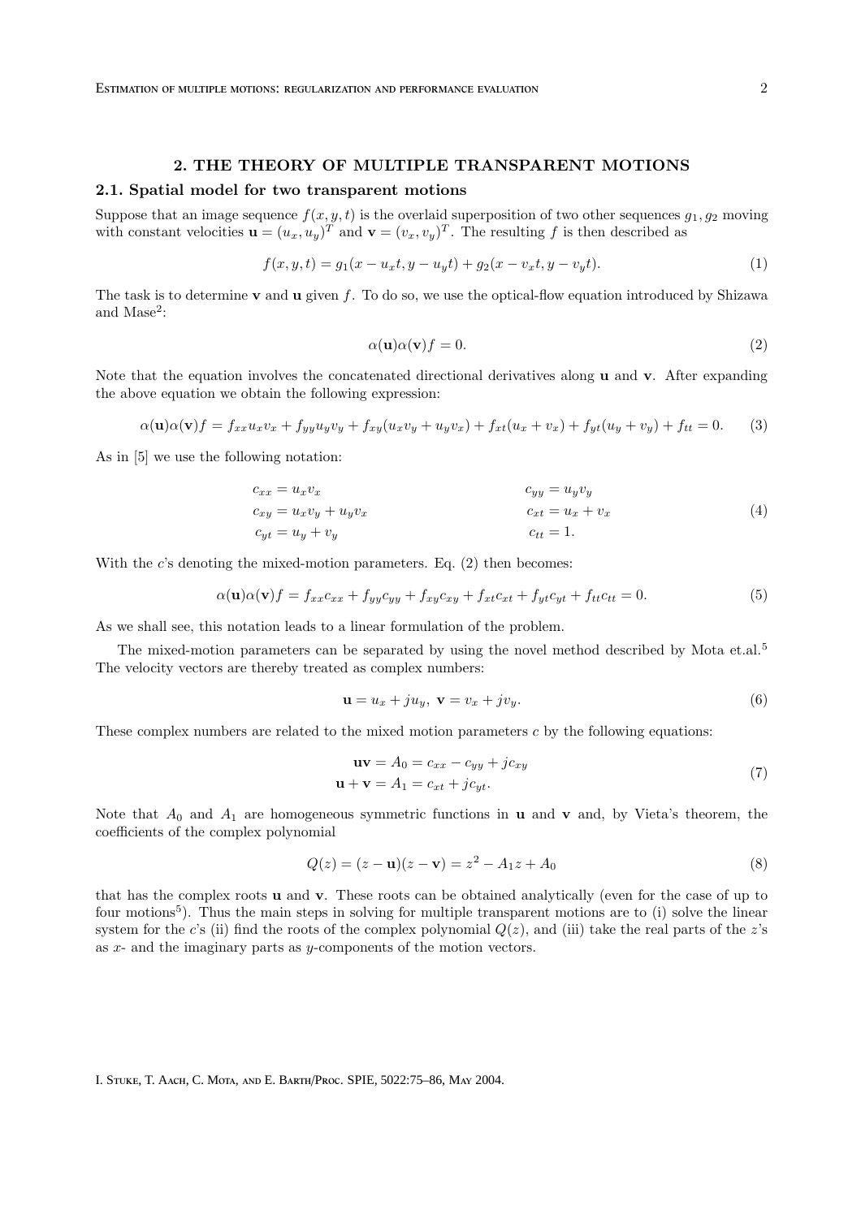## 2. THE THEORY OF MULTIPLE TRANSPARENT MOTIONS

### 2.1. Spatial model for two transparent motions

Suppose that an image sequence $f(x, y, t)$ is the overlaid superposition of two other sequences $g_1, g_2$ moving with constant velocities $\mathbf{u} = (u_x, u_y)^T$ and $\mathbf{v} = (v_x, v_y)^T$. The resulting $f$ is then described as

$$f(x, y, t) = g_1(x - u_x t, y - u_y t) + g_2(x - v_x t, y - v_y t). \tag{1}$$

The task is to determine $\mathbf{v}$ and $\mathbf{u}$ given $f$. To do so, we use the optical-flow equation introduced by Shizawa and Mase[2]:

$$\alpha(\mathbf{u})\alpha(\mathbf{v})f = 0. \tag{2}$$

Note that the equation involves the concatenated directional derivatives along $\mathbf{u}$ and $\mathbf{v}$. After expanding the above equation we obtain the following expression:

$$\alpha(\mathbf{u})\alpha(\mathbf{v})f = f_{xx}u_x v_x + f_{yy}u_y v_y + f_{xy}(u_x v_y + u_y v_x) + f_{xt}(u_x + v_x) + f_{yt}(u_y + v_y) + f_{tt} = 0. \tag{3}$$

As in [5] we use the following notation:

$$\begin{aligned} c_{xx} &= u_x v_x & c_{yy} &= u_y v_y \\ c_{xy} &= u_x v_y + u_y v_x & c_{xt} &= u_x + v_x \\ c_{yt} &= u_y + v_y & c_{tt} &= 1. \end{aligned} \tag{4}$$

With the $c$'s denoting the mixed-motion parameters. Eq. (2) then becomes:

$$\alpha(\mathbf{u})\alpha(\mathbf{v})f = f_{xx}c_{xx} + f_{yy}c_{yy} + f_{xy}c_{xy} + f_{xt}c_{xt} + f_{yt}c_{yt} + f_{tt}c_{tt} = 0. \tag{5}$$

As we shall see, this notation leads to a linear formulation of the problem.

The mixed-motion parameters can be separated by using the novel method described by Mota et.al.[5] The velocity vectors are thereby treated as complex numbers:

$$\mathbf{u} = u_x + j u_y, \ \mathbf{v} = v_x + j v_y. \tag{6}$$

These complex numbers are related to the mixed motion parameters $c$ by the following equations:

$$\begin{aligned} \mathbf{uv} &= A_0 = c_{xx} - c_{yy} + j c_{xy} \\ \mathbf{u} + \mathbf{v} &= A_1 = c_{xt} + j c_{yt}. \end{aligned} \tag{7}$$

Note that $A_0$ and $A_1$ are homogeneous symmetric functions in $\mathbf{u}$ and $\mathbf{v}$ and, by Vieta's theorem, the coefficients of the complex polynomial

$$Q(z) = (z - \mathbf{u})(z - \mathbf{v}) = z^2 - A_1 z + A_0 \tag{8}$$

that has the complex roots $\mathbf{u}$ and $\mathbf{v}$. These roots can be obtained analytically (even for the case of up to four motions[5]). Thus the main steps in solving for multiple transparent motions are to (i) solve the linear system for the $c$'s (ii) find the roots of the complex polynomial $Q(z)$, and (iii) take the real parts of the $z$'s as $x$- and the imaginary parts as $y$-components of the motion vectors.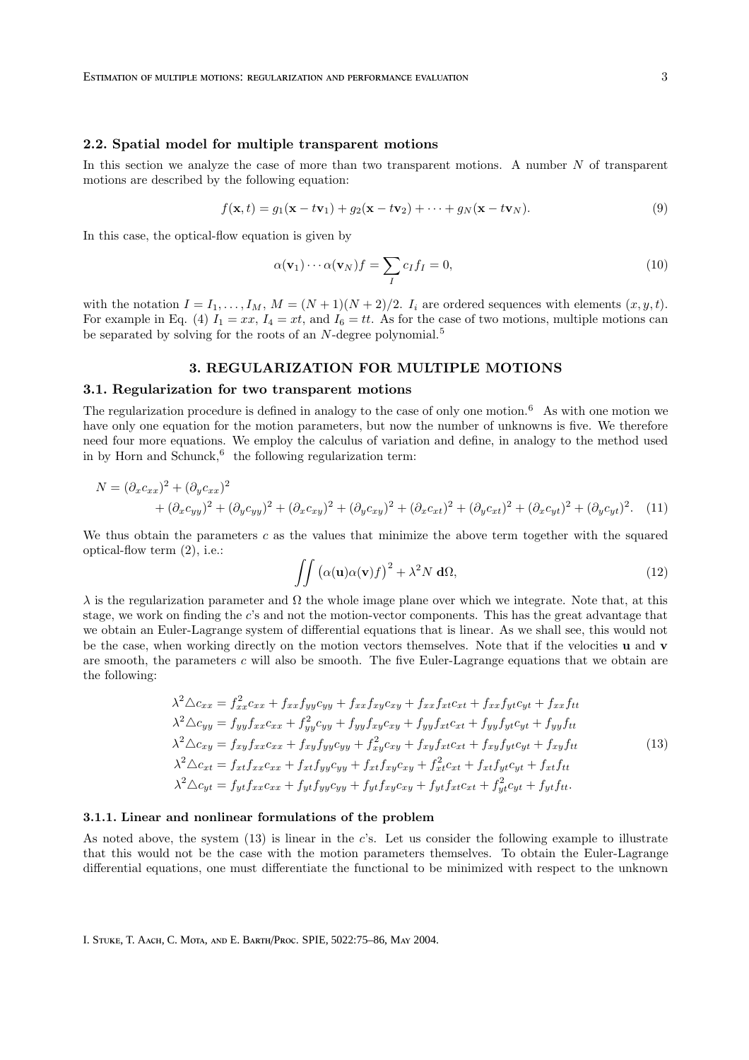### 2.2. Spatial model for multiple transparent motions

In this section we analyze the case of more than two transparent motions. A number $N$ of transparent motions are described by the following equation:

$$f(\mathbf{x}, t) = g_1(\mathbf{x} - t\mathbf{v}_1) + g_2(\mathbf{x} - t\mathbf{v}_2) + \cdots + g_N(\mathbf{x} - t\mathbf{v}_N). \tag{9}$$

In this case, the optical-flow equation is given by

$$\alpha(\mathbf{v}_1) \cdots \alpha(\mathbf{v}_N) f = \sum_I c_I f_I = 0, \tag{10}$$

with the notation $I = I_1, \ldots, I_M$, $M = (N+1)(N+2)/2$. $I_i$ are ordered sequences with elements $(x, y, t)$. For example in Eq. (4) $I_1 = xx$, $I_4 = xt$, and $I_6 = tt$. As for the case of two motions, multiple motions can be separated by solving for the roots of an $N$-degree polynomial.[5]

## 3. REGULARIZATION FOR MULTIPLE MOTIONS

### 3.1. Regularization for two transparent motions

The regularization procedure is defined in analogy to the case of only one motion.[6] As with one motion we have only one equation for the motion parameters, but now the number of unknowns is five. We therefore need four more equations. We employ the calculus of variation and define, in analogy to the method used in by Horn and Schunck,[6] the following regularization term:

$$N = (\partial_x c_{xx})^2 + (\partial_y c_{xx})^2 + (\partial_x c_{yy})^2 + (\partial_y c_{yy})^2 + (\partial_x c_{xy})^2 + (\partial_y c_{xy})^2 + (\partial_x c_{xt})^2 + (\partial_y c_{xt})^2 + (\partial_x c_{yt})^2 + (\partial_y c_{yt})^2. \tag{11}$$

We thus obtain the parameters $c$ as the values that minimize the above term together with the squared optical-flow term (2), i.e.:

$$\iint \left(\alpha(\mathbf{u})\alpha(\mathbf{v})f\right)^2 + \lambda^2 N \, \mathbf{d}\Omega, \tag{12}$$

$\lambda$ is the regularization parameter and $\Omega$ the whole image plane over which we integrate. Note that, at this stage, we work on finding the $c$'s and not the motion-vector components. This has the great advantage that we obtain an Euler-Lagrange system of differential equations that is linear. As we shall see, this would not be the case, when working directly on the motion vectors themselves. Note that if the velocities $\mathbf{u}$ and $\mathbf{v}$ are smooth, the parameters $c$ will also be smooth. The five Euler-Lagrange equations that we obtain are the following:

$$\begin{aligned}
\lambda^2 \triangle c_{xx} &= f_{xx}^2 c_{xx} + f_{xx} f_{yy} c_{yy} + f_{xx} f_{xy} c_{xy} + f_{xx} f_{xt} c_{xt} + f_{xx} f_{yt} c_{yt} + f_{xx} f_{tt} \\
\lambda^2 \triangle c_{yy} &= f_{yy} f_{xx} c_{xx} + f_{yy}^2 c_{yy} + f_{yy} f_{xy} c_{xy} + f_{yy} f_{xt} c_{xt} + f_{yy} f_{yt} c_{yt} + f_{yy} f_{tt} \\
\lambda^2 \triangle c_{xy} &= f_{xy} f_{xx} c_{xx} + f_{xy} f_{yy} c_{yy} + f_{xy}^2 c_{xy} + f_{xy} f_{xt} c_{xt} + f_{xy} f_{yt} c_{yt} + f_{xy} f_{tt} \\
\lambda^2 \triangle c_{xt} &= f_{xt} f_{xx} c_{xx} + f_{xt} f_{yy} c_{yy} + f_{xt} f_{xy} c_{xy} + f_{xt}^2 c_{xt} + f_{xt} f_{yt} c_{yt} + f_{xt} f_{tt} \\
\lambda^2 \triangle c_{yt} &= f_{yt} f_{xx} c_{xx} + f_{yt} f_{yy} c_{yy} + f_{yt} f_{xy} c_{xy} + f_{yt} f_{xt} c_{xt} + f_{yt}^2 c_{yt} + f_{yt} f_{tt}.
\end{aligned} \tag{13}$$

#### 3.1.1. Linear and nonlinear formulations of the problem

As noted above, the system (13) is linear in the $c$'s. Let us consider the following example to illustrate that this would not be the case with the motion parameters themselves. To obtain the Euler-Lagrange differential equations, one must differentiate the functional to be minimized with respect to the unknown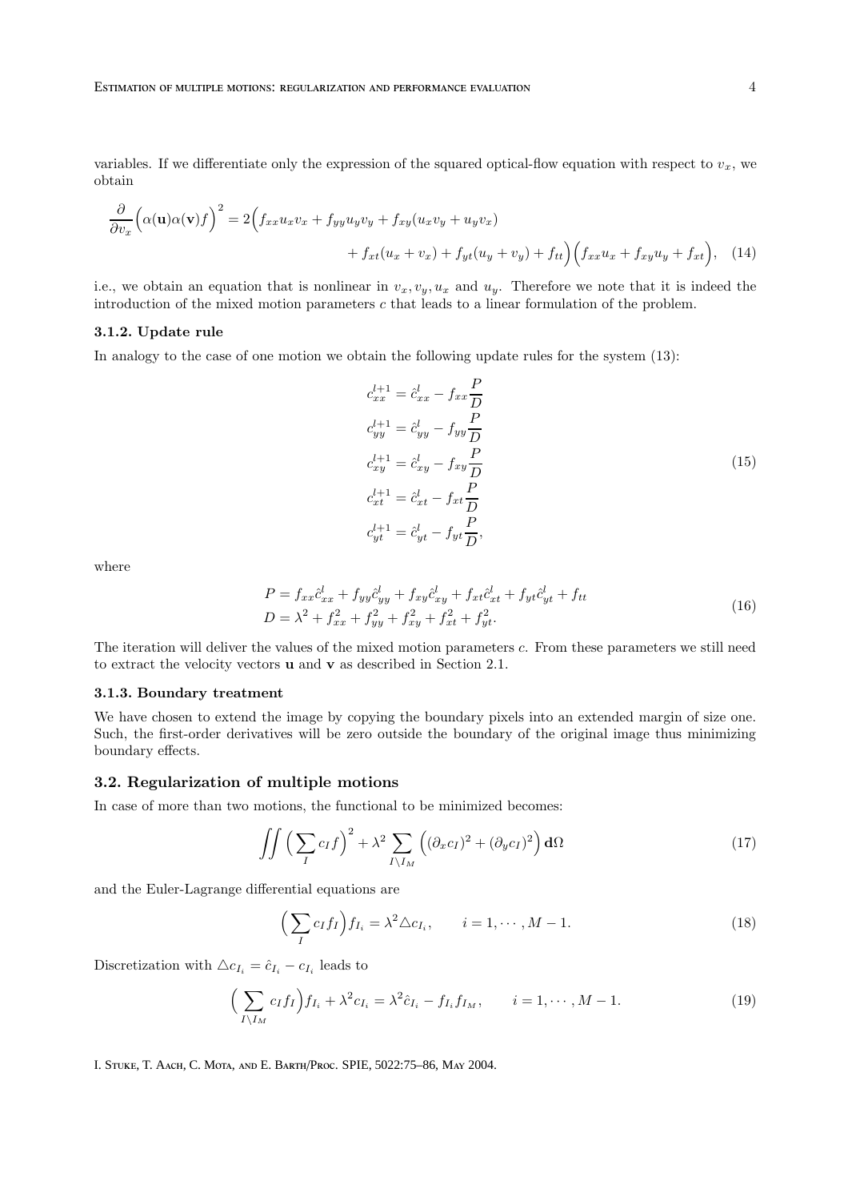variables. If we differentiate only the expression of the squared optical-flow equation with respect to $v_x$, we obtain

$$\frac{\partial}{\partial v_x}\Big(\alpha(\mathbf{u})\alpha(\mathbf{v})f\Big)^2 = 2\Big(f_{xx}u_xv_x + f_{yy}u_yv_y + f_{xy}(u_xv_y + u_yv_x) + f_{xt}(u_x + v_x) + f_{yt}(u_y + v_y) + f_{tt}\Big)\Big(f_{xx}u_x + f_{xy}u_y + f_{xt}\Big), \quad (14)$$

i.e., we obtain an equation that is nonlinear in $v_x, v_y, u_x$ and $u_y$. Therefore we note that it is indeed the introduction of the mixed motion parameters $c$ that leads to a linear formulation of the problem.

#### 3.1.2. Update rule

In analogy to the case of one motion we obtain the following update rules for the system (13):

$$\begin{aligned}
c_{xx}^{l+1} &= \hat{c}_{xx}^{l} - f_{xx}\frac{P}{D} \\
c_{yy}^{l+1} &= \hat{c}_{yy}^{l} - f_{yy}\frac{P}{D} \\
c_{xy}^{l+1} &= \hat{c}_{xy}^{l} - f_{xy}\frac{P}{D} \\
c_{xt}^{l+1} &= \hat{c}_{xt}^{l} - f_{xt}\frac{P}{D} \\
c_{yt}^{l+1} &= \hat{c}_{yt}^{l} - f_{yt}\frac{P}{D},
\end{aligned} \quad (15)$$

where

$$\begin{aligned}
P &= f_{xx}\hat{c}_{xx}^{l} + f_{yy}\hat{c}_{yy}^{l} + f_{xy}\hat{c}_{xy}^{l} + f_{xt}\hat{c}_{xt}^{l} + f_{yt}\hat{c}_{yt}^{l} + f_{tt} \\
D &= \lambda^2 + f_{xx}^2 + f_{yy}^2 + f_{xy}^2 + f_{xt}^2 + f_{yt}^2.
\end{aligned} \quad (16)$$

The iteration will deliver the values of the mixed motion parameters $c$. From these parameters we still need to extract the velocity vectors $\mathbf{u}$ and $\mathbf{v}$ as described in Section 2.1.

#### 3.1.3. Boundary treatment

We have chosen to extend the image by copying the boundary pixels into an extended margin of size one. Such, the first-order derivatives will be zero outside the boundary of the original image thus minimizing boundary effects.

### 3.2. Regularization of multiple motions

In case of more than two motions, the functional to be minimized becomes:

$$\iint \Big(\sum_I c_I f\Big)^2 + \lambda^2 \sum_{I\setminus I_M}\Big((\partial_x c_I)^2 + (\partial_y c_I)^2\Big)\,\mathbf{d}\Omega \quad (17)$$

and the Euler-Lagrange differential equations are

$$\Big(\sum_I c_I f_I\Big) f_{I_i} = \lambda^2 \triangle c_{I_i}, \qquad i = 1, \cdots, M-1. \quad (18)$$

Discretization with $\triangle c_{I_i} = \hat{c}_{I_i} - c_{I_i}$ leads to

$$\Big(\sum_{I\setminus I_M} c_I f_I\Big) f_{I_i} + \lambda^2 c_{I_i} = \lambda^2 \hat{c}_{I_i} - f_{I_i} f_{I_M}, \qquad i = 1, \cdots, M-1. \quad (19)$$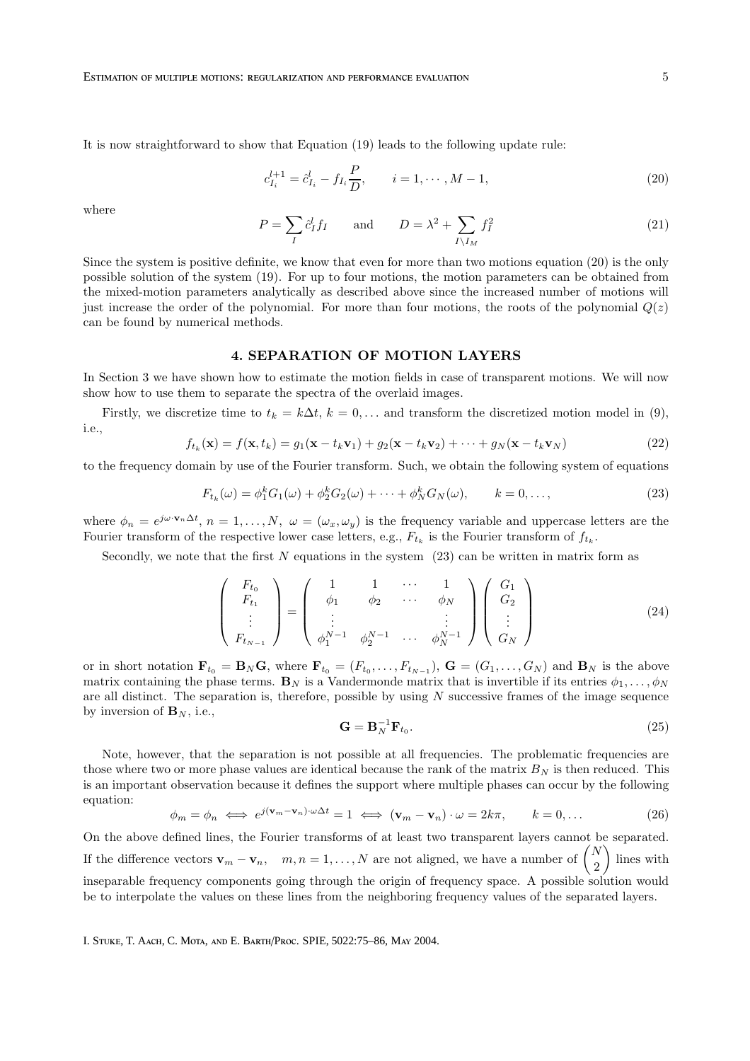It is now straightforward to show that Equation (19) leads to the following update rule:

$$c_{I_i}^{l+1} = \hat{c}_{I_i}^{l} - f_{I_i}\frac{P}{D}, \qquad i = 1, \cdots, M-1, \tag{20}$$

where

$$P = \sum_{I} \hat{c}_I^l f_I \qquad \text{and} \qquad D = \lambda^2 + \sum_{I \setminus I_M} f_I^2 \tag{21}$$

Since the system is positive definite, we know that even for more than two motions equation (20) is the only possible solution of the system (19). For up to four motions, the motion parameters can be obtained from the mixed-motion parameters analytically as described above since the increased number of motions will just increase the order of the polynomial. For more than four motions, the roots of the polynomial $Q(z)$ can be found by numerical methods.

## 4. SEPARATION OF MOTION LAYERS

In Section 3 we have shown how to estimate the motion fields in case of transparent motions. We will now show how to use them to separate the spectra of the overlaid images.

Firstly, we discretize time to $t_k = k\Delta t$, $k = 0, \ldots$ and transform the discretized motion model in (9), i.e.,

$$f_{t_k}(\mathbf{x}) = f(\mathbf{x}, t_k) = g_1(\mathbf{x} - t_k\mathbf{v}_1) + g_2(\mathbf{x} - t_k\mathbf{v}_2) + \cdots + g_N(\mathbf{x} - t_k\mathbf{v}_N) \tag{22}$$

to the frequency domain by use of the Fourier transform. Such, we obtain the following system of equations

$$F_{t_k}(\omega) = \phi_1^k G_1(\omega) + \phi_2^k G_2(\omega) + \cdots + \phi_N^k G_N(\omega), \qquad k = 0, \ldots, \tag{23}$$

where $\phi_n = e^{j\omega\cdot\mathbf{v}_n\Delta t}$, $n = 1, \ldots, N$, $\omega = (\omega_x, \omega_y)$ is the frequency variable and uppercase letters are the Fourier transform of the respective lower case letters, e.g., $F_{t_k}$ is the Fourier transform of $f_{t_k}$.

Secondly, we note that the first $N$ equations in the system (23) can be written in matrix form as

$$\begin{pmatrix} F_{t_0} \\ F_{t_1} \\ \vdots \\ F_{t_{N-1}} \end{pmatrix} = \begin{pmatrix} 1 & 1 & \cdots & 1 \\ \phi_1 & \phi_2 & \cdots & \phi_N \\ \vdots & & & \vdots \\ \phi_1^{N-1} & \phi_2^{N-1} & \cdots & \phi_N^{N-1} \end{pmatrix} \begin{pmatrix} G_1 \\ G_2 \\ \vdots \\ G_N \end{pmatrix} \tag{24}$$

or in short notation $\mathbf{F}_{t_0} = \mathbf{B}_N\mathbf{G}$, where $\mathbf{F}_{t_0} = (F_{t_0}, \ldots, F_{t_{N-1}})$, $\mathbf{G} = (G_1, \ldots, G_N)$ and $\mathbf{B}_N$ is the above matrix containing the phase terms. $\mathbf{B}_N$ is a Vandermonde matrix that is invertible if its entries $\phi_1, \ldots, \phi_N$ are all distinct. The separation is, therefore, possible by using $N$ successive frames of the image sequence by inversion of $\mathbf{B}_N$, i.e.,

$$\mathbf{G} = \mathbf{B}_N^{-1}\mathbf{F}_{t_0}. \tag{25}$$

Note, however, that the separation is not possible at all frequencies. The problematic frequencies are those where two or more phase values are identical because the rank of the matrix $B_N$ is then reduced. This is an important observation because it defines the support where multiple phases can occur by the following equation:

$$\phi_m = \phi_n \iff e^{j(\mathbf{v}_m - \mathbf{v}_n)\cdot\omega\Delta t} = 1 \iff (\mathbf{v}_m - \mathbf{v}_n)\cdot\omega = 2k\pi, \qquad k = 0, \ldots \tag{26}$$

On the above defined lines, the Fourier transforms of at least two transparent layers cannot be separated. If the difference vectors $\mathbf{v}_m - \mathbf{v}_n$, $\quad m, n = 1, \ldots, N$ are not aligned, we have a number of $\binom{N}{2}$ lines with inseparable frequency components going through the origin of frequency space. A possible solution would be to interpolate the values on these lines from the neighboring frequency values of the separated layers.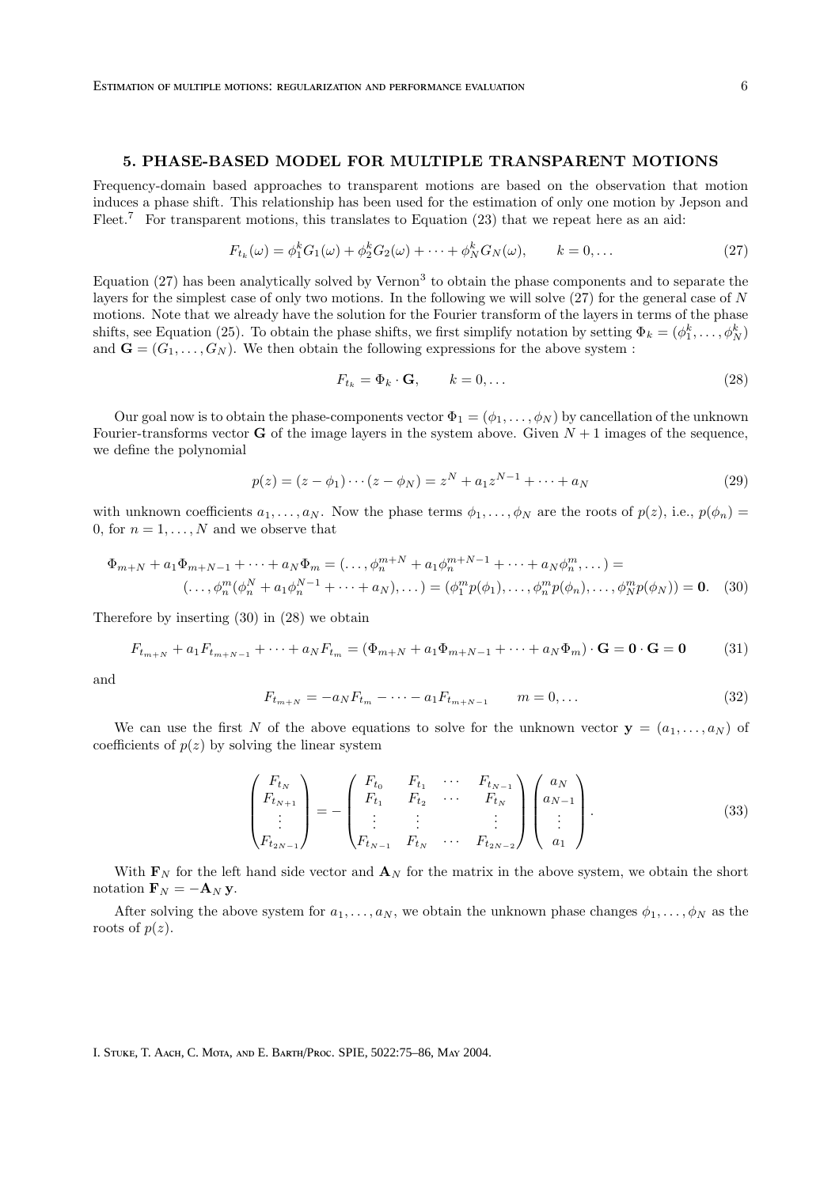## 5. PHASE-BASED MODEL FOR MULTIPLE TRANSPARENT MOTIONS

Frequency-domain based approaches to transparent motions are based on the observation that motion induces a phase shift. This relationship has been used for the estimation of only one motion by Jepson and Fleet.[7] For transparent motions, this translates to Equation (23) that we repeat here as an aid:

$$F_{t_k}(\omega) = \phi_1^k G_1(\omega) + \phi_2^k G_2(\omega) + \cdots + \phi_N^k G_N(\omega), \qquad k = 0, \ldots \tag{27}$$

Equation (27) has been analytically solved by Vernon[3] to obtain the phase components and to separate the layers for the simplest case of only two motions. In the following we will solve (27) for the general case of $N$ motions. Note that we already have the solution for the Fourier transform of the layers in terms of the phase shifts, see Equation (25). To obtain the phase shifts, we first simplify notation by setting $\Phi_k = (\phi_1^k, \ldots, \phi_N^k)$ and $\mathbf{G} = (G_1, \ldots, G_N)$. We then obtain the following expressions for the above system :

$$F_{t_k} = \Phi_k \cdot \mathbf{G}, \qquad k = 0, \ldots \tag{28}$$

Our goal now is to obtain the phase-components vector $\Phi_1 = (\phi_1, \ldots, \phi_N)$ by cancellation of the unknown Fourier-transforms vector $\mathbf{G}$ of the image layers in the system above. Given $N+1$ images of the sequence, we define the polynomial

$$p(z) = (z - \phi_1) \cdots (z - \phi_N) = z^N + a_1 z^{N-1} + \cdots + a_N \tag{29}$$

with unknown coefficients $a_1, \ldots, a_N$. Now the phase terms $\phi_1, \ldots, \phi_N$ are the roots of $p(z)$, i.e., $p(\phi_n) = 0$, for $n = 1, \ldots, N$ and we observe that

$$\begin{aligned}\Phi_{m+N} + a_1 \Phi_{m+N-1} + \cdots + a_N \Phi_m &= (\ldots, \phi_n^{m+N} + a_1 \phi_n^{m+N-1} + \cdots + a_N \phi_n^m, \ldots) = \\ (\ldots, \phi_n^m(\phi_n^N + a_1 \phi_n^{N-1} + \cdots + a_N), \ldots) &= (\phi_1^m p(\phi_1), \ldots, \phi_n^m p(\phi_n), \ldots, \phi_N^m p(\phi_N)) = \mathbf{0}.\end{aligned} \tag{30}$$

Therefore by inserting (30) in (28) we obtain

$$F_{t_{m+N}} + a_1 F_{t_{m+N-1}} + \cdots + a_N F_{t_m} = (\Phi_{m+N} + a_1 \Phi_{m+N-1} + \cdots + a_N \Phi_m) \cdot \mathbf{G} = \mathbf{0} \cdot \mathbf{G} = \mathbf{0} \tag{31}$$

and

$$F_{t_{m+N}} = -a_N F_{t_m} - \cdots - a_1 F_{t_{m+N-1}} \qquad m = 0, \ldots \tag{32}$$

We can use the first $N$ of the above equations to solve for the unknown vector $\mathbf{y} = (a_1, \ldots, a_N)$ of coefficients of $p(z)$ by solving the linear system

$$\begin{pmatrix} F_{t_N} \\ F_{t_{N+1}} \\ \vdots \\ F_{t_{2N-1}} \end{pmatrix} = - \begin{pmatrix} F_{t_0} & F_{t_1} & \cdots & F_{t_{N-1}} \\ F_{t_1} & F_{t_2} & \cdots & F_{t_N} \\ \vdots & \vdots & & \vdots \\ F_{t_{N-1}} & F_{t_N} & \cdots & F_{t_{2N-2}} \end{pmatrix} \begin{pmatrix} a_N \\ a_{N-1} \\ \vdots \\ a_1 \end{pmatrix}. \tag{33}$$

With $\mathbf{F}_N$ for the left hand side vector and $\mathbf{A}_N$ for the matrix in the above system, we obtain the short notation $\mathbf{F}_N = -\mathbf{A}_N \, \mathbf{y}$.

After solving the above system for $a_1, \ldots, a_N$, we obtain the unknown phase changes $\phi_1, \ldots, \phi_N$ as the roots of $p(z)$.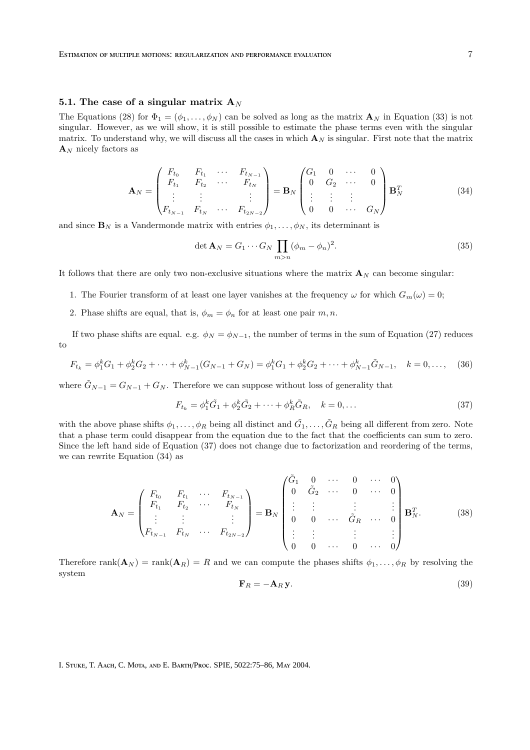### 5.1. The case of a singular matrix $\mathbf{A}_N$

The Equations (28) for $\Phi_1 = (\phi_1, \dots, \phi_N)$ can be solved as long as the matrix $\mathbf{A}_N$ in Equation (33) is not singular. However, as we will show, it is still possible to estimate the phase terms even with the singular matrix. To understand why, we will discuss all the cases in which $\mathbf{A}_N$ is singular. First note that the matrix $\mathbf{A}_N$ nicely factors as

$$\mathbf{A}_N = \begin{pmatrix} F_{t_0} & F_{t_1} & \cdots & F_{t_{N-1}} \\ F_{t_1} & F_{t_2} & \cdots & F_{t_N} \\ \vdots & \vdots & & \vdots \\ F_{t_{N-1}} & F_{t_N} & \cdots & F_{t_{2N-2}} \end{pmatrix} = \mathbf{B}_N \begin{pmatrix} G_1 & 0 & \cdots & 0 \\ 0 & G_2 & \cdots & 0 \\ \vdots & \vdots & \vdots & \\ 0 & 0 & \cdots & G_N \end{pmatrix} \mathbf{B}_N^T \tag{34}$$

and since $\mathbf{B}_N$ is a Vandermonde matrix with entries $\phi_1, \dots, \phi_N$, its determinant is

$$\det \mathbf{A}_N = G_1 \cdots G_N \prod_{m>n} (\phi_m - \phi_n)^2. \tag{35}$$

It follows that there are only two non-exclusive situations where the matrix $\mathbf{A}_N$ can become singular:

1. The Fourier transform of at least one layer vanishes at the frequency $\omega$ for which $G_m(\omega) = 0$;
2. Phase shifts are equal, that is, $\phi_m = \phi_n$ for at least one pair $m, n$.

If two phase shifts are equal. e.g. $\phi_N = \phi_{N-1}$, the number of terms in the sum of Equation (27) reduces to

$$F_{t_k} = \phi_1^k G_1 + \phi_2^k G_2 + \cdots + \phi_{N-1}^k (G_{N-1} + G_N) = \phi_1^k G_1 + \phi_2^k G_2 + \cdots + \phi_{N-1}^k \tilde{G}_{N-1}, \quad k = 0, \dots, \tag{36}$$

where $\tilde{G}_{N-1} = G_{N-1} + G_N$. Therefore we can suppose without loss of generality that

$$F_{t_k} = \phi_1^k \tilde{G}_1 + \phi_2^k \tilde{G}_2 + \cdots + \phi_R^k \tilde{G}_R, \quad k = 0, \dots \tag{37}$$

with the above phase shifts $\phi_1, \dots, \phi_R$ being all distinct and $\tilde{G}_1, \dots, \tilde{G}_R$ being all different from zero. Note that a phase term could disappear from the equation due to the fact that the coefficients can sum to zero. Since the left hand side of Equation (37) does not change due to factorization and reordering of the terms, we can rewrite Equation (34) as

$$\mathbf{A}_N = \begin{pmatrix} F_{t_0} & F_{t_1} & \cdots & F_{t_{N-1}} \\ F_{t_1} & F_{t_2} & \cdots & F_{t_N} \\ \vdots & \vdots & & \vdots \\ F_{t_{N-1}} & F_{t_N} & \cdots & F_{t_{2N-2}} \end{pmatrix} = \mathbf{B}_N \begin{pmatrix} \tilde{G}_1 & 0 & \cdots & 0 & \cdots & 0 \\ 0 & \tilde{G}_2 & \cdots & 0 & \cdots & 0 \\ \vdots & \vdots & & \vdots & & \vdots \\ 0 & 0 & \cdots & \tilde{G}_R & \cdots & 0 \\ \vdots & \vdots & & \vdots & & \vdots \\ 0 & 0 & \cdots & 0 & \cdots & 0 \end{pmatrix} \mathbf{B}_N^T. \tag{38}$$

Therefore $\mathrm{rank}(\mathbf{A}_N) = \mathrm{rank}(\mathbf{A}_R) = R$ and we can compute the phases shifts $\phi_1, \dots, \phi_R$ by resolving the system

$$\mathbf{F}_R = -\mathbf{A}_R \, \mathbf{y}. \tag{39}$$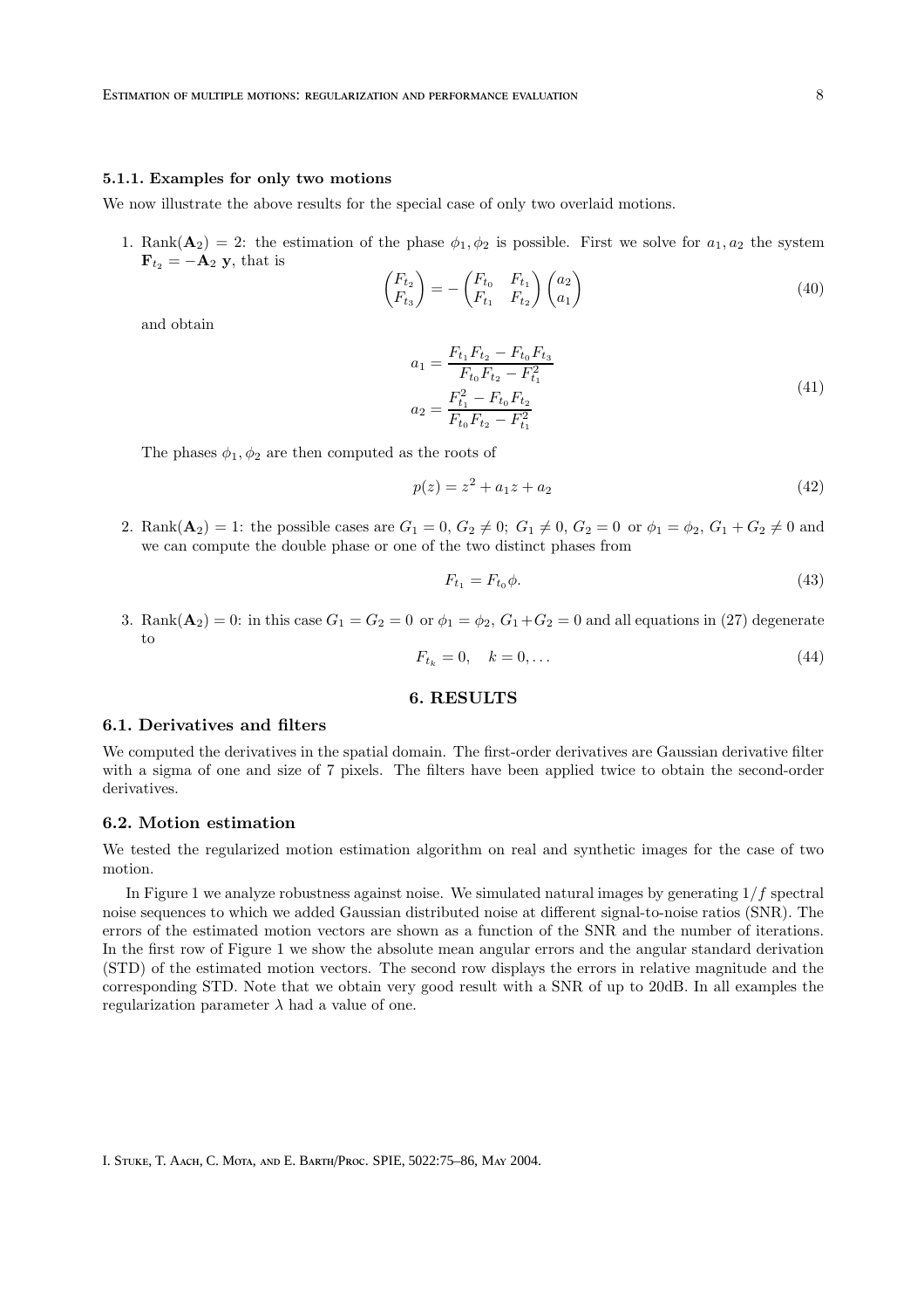#### 5.1.1. Examples for only two motions

We now illustrate the above results for the special case of only two overlaid motions.

1. Rank($\mathbf{A}_2$) = 2: the estimation of the phase $\phi_1, \phi_2$ is possible. First we solve for $a_1, a_2$ the system $\mathbf{F}_{t_2} = -\mathbf{A}_2\ \mathbf{y}$, that is

$$\begin{pmatrix} F_{t_2} \\ F_{t_3} \end{pmatrix} = - \begin{pmatrix} F_{t_0} & F_{t_1} \\ F_{t_1} & F_{t_2} \end{pmatrix} \begin{pmatrix} a_2 \\ a_1 \end{pmatrix} \tag{40}$$

   and obtain

$$\begin{aligned} a_1 &= \frac{F_{t_1}F_{t_2} - F_{t_0}F_{t_3}}{F_{t_0}F_{t_2} - F_{t_1}^2} \\ a_2 &= \frac{F_{t_1}^2 - F_{t_0}F_{t_2}}{F_{t_0}F_{t_2} - F_{t_1}^2} \end{aligned} \tag{41}$$

   The phases $\phi_1, \phi_2$ are then computed as the roots of

$$p(z) = z^2 + a_1 z + a_2 \tag{42}$$

2. Rank($\mathbf{A}_2$) = 1: the possible cases are $G_1 = 0,\, G_2 \neq 0;\ G_1 \neq 0,\, G_2 = 0$ or $\phi_1 = \phi_2,\, G_1 + G_2 \neq 0$ and we can compute the double phase or one of the two distinct phases from

$$F_{t_1} = F_{t_0}\phi. \tag{43}$$

3. Rank($\mathbf{A}_2$) = 0: in this case $G_1 = G_2 = 0$ or $\phi_1 = \phi_2,\, G_1 + G_2 = 0$ and all equations in (27) degenerate to

$$F_{t_k} = 0, \quad k = 0, \ldots \tag{44}$$

## 6. RESULTS

### 6.1. Derivatives and filters

We computed the derivatives in the spatial domain. The first-order derivatives are Gaussian derivative filter with a sigma of one and size of 7 pixels. The filters have been applied twice to obtain the second-order derivatives.

### 6.2. Motion estimation

We tested the regularized motion estimation algorithm on real and synthetic images for the case of two motion.

In Figure 1 we analyze robustness against noise. We simulated natural images by generating $1/f$ spectral noise sequences to which we added Gaussian distributed noise at different signal-to-noise ratios (SNR). The errors of the estimated motion vectors are shown as a function of the SNR and the number of iterations. In the first row of Figure 1 we show the absolute mean angular errors and the angular standard derivation (STD) of the estimated motion vectors. The second row displays the errors in relative magnitude and the corresponding STD. Note that we obtain very good result with a SNR of up to 20dB. In all examples the regularization parameter $\lambda$ had a value of one.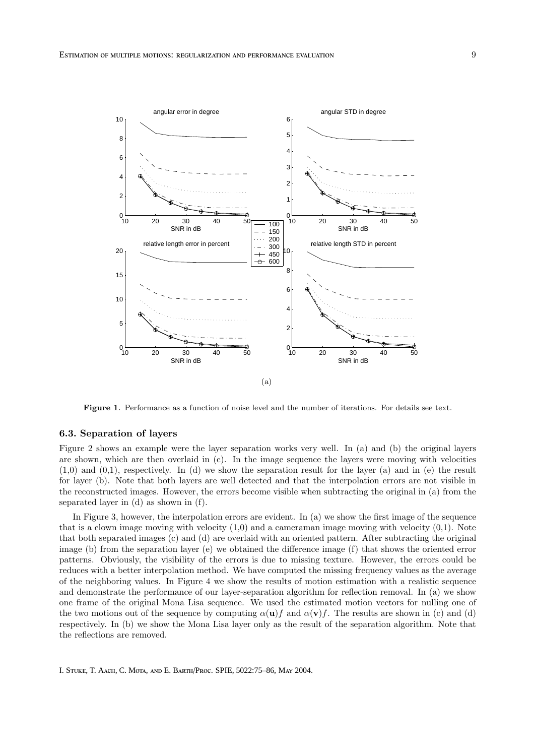(a)

**Figure 1**. Performance as a function of noise level and the number of iterations. For details see text.

### 6.3. Separation of layers

Figure 2 shows an example were the layer separation works very well. In (a) and (b) the original layers are shown, which are then overlaid in (c). In the image sequence the layers were moving with velocities (1,0) and (0,1), respectively. In (d) we show the separation result for the layer (a) and in (e) the result for layer (b). Note that both layers are well detected and that the interpolation errors are not visible in the reconstructed images. However, the errors become visible when subtracting the original in (a) from the separated layer in (d) as shown in (f).

In Figure 3, however, the interpolation errors are evident. In (a) we show the first image of the sequence that is a clown image moving with velocity (1,0) and a cameraman image moving with velocity (0,1). Note that both separated images (c) and (d) are overlaid with an oriented pattern. After subtracting the original image (b) from the separation layer (e) we obtained the difference image (f) that shows the oriented error patterns. Obviously, the visibility of the errors is due to missing texture. However, the errors could be reduces with a better interpolation method. We have computed the missing frequency values as the average of the neighboring values. In Figure 4 we show the results of motion estimation with a realistic sequence and demonstrate the performance of our layer-separation algorithm for reflection removal. In (a) we show one frame of the original Mona Lisa sequence. We used the estimated motion vectors for nulling one of the two motions out of the sequence by computing $\alpha(\mathbf{u})f$ and $\alpha(\mathbf{v})f$. The results are shown in (c) and (d) respectively. In (b) we show the Mona Lisa layer only as the result of the separation algorithm. Note that the reflections are removed.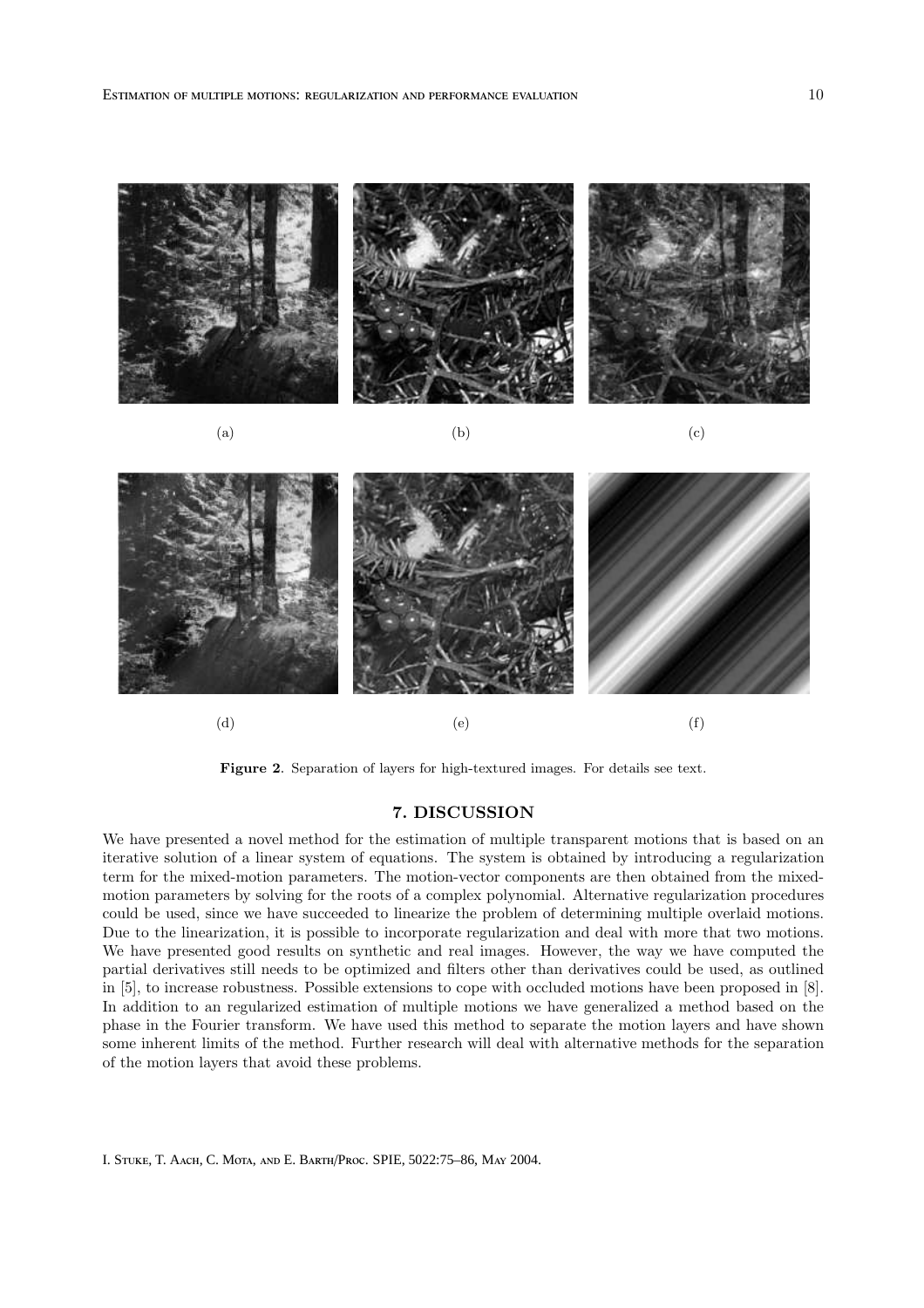(a) (b) (c)

(d) (e) (f)

**Figure 2**. Separation of layers for high-textured images. For details see text.

## 7. DISCUSSION

We have presented a novel method for the estimation of multiple transparent motions that is based on an iterative solution of a linear system of equations. The system is obtained by introducing a regularization term for the mixed-motion parameters. The motion-vector components are then obtained from the mixed-motion parameters by solving for the roots of a complex polynomial. Alternative regularization procedures could be used, since we have succeeded to linearize the problem of determining multiple overlaid motions. Due to the linearization, it is possible to incorporate regularization and deal with more that two motions. We have presented good results on synthetic and real images. However, the way we have computed the partial derivatives still needs to be optimized and filters other than derivatives could be used, as outlined in [5], to increase robustness. Possible extensions to cope with occluded motions have been proposed in [8]. In addition to an regularized estimation of multiple motions we have generalized a method based on the phase in the Fourier transform. We have used this method to separate the motion layers and have shown some inherent limits of the method. Further research will deal with alternative methods for the separation of the motion layers that avoid these problems.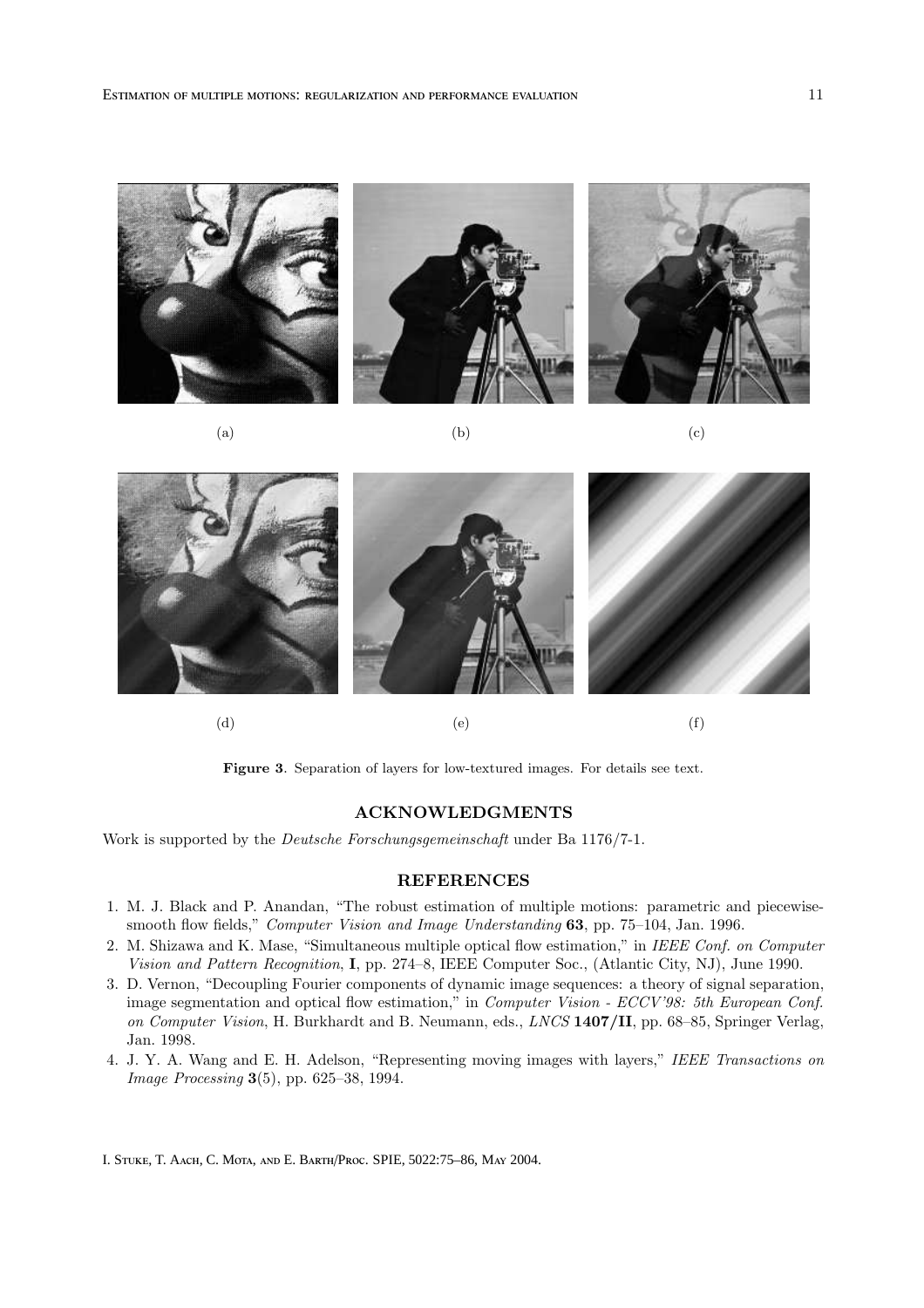(a) (b) (c)

(d) (e) (f)

**Figure 3**. Separation of layers for low-textured images. For details see text.

## ACKNOWLEDGMENTS

Work is supported by the *Deutsche Forschungsgemeinschaft* under Ba 1176/7-1.

## REFERENCES

1. M. J. Black and P. Anandan, "The robust estimation of multiple motions: parametric and piecewise-smooth flow fields," *Computer Vision and Image Understanding* **63**, pp. 75–104, Jan. 1996.
2. M. Shizawa and K. Mase, "Simultaneous multiple optical flow estimation," in *IEEE Conf. on Computer Vision and Pattern Recognition*, **I**, pp. 274–8, IEEE Computer Soc., (Atlantic City, NJ), June 1990.
3. D. Vernon, "Decoupling Fourier components of dynamic image sequences: a theory of signal separation, image segmentation and optical flow estimation," in *Computer Vision - ECCV'98: 5th European Conf. on Computer Vision*, H. Burkhardt and B. Neumann, eds., *LNCS* **1407/II**, pp. 68–85, Springer Verlag, Jan. 1998.
4. J. Y. A. Wang and E. H. Adelson, "Representing moving images with layers," *IEEE Transactions on Image Processing* **3**(5), pp. 625–38, 1994.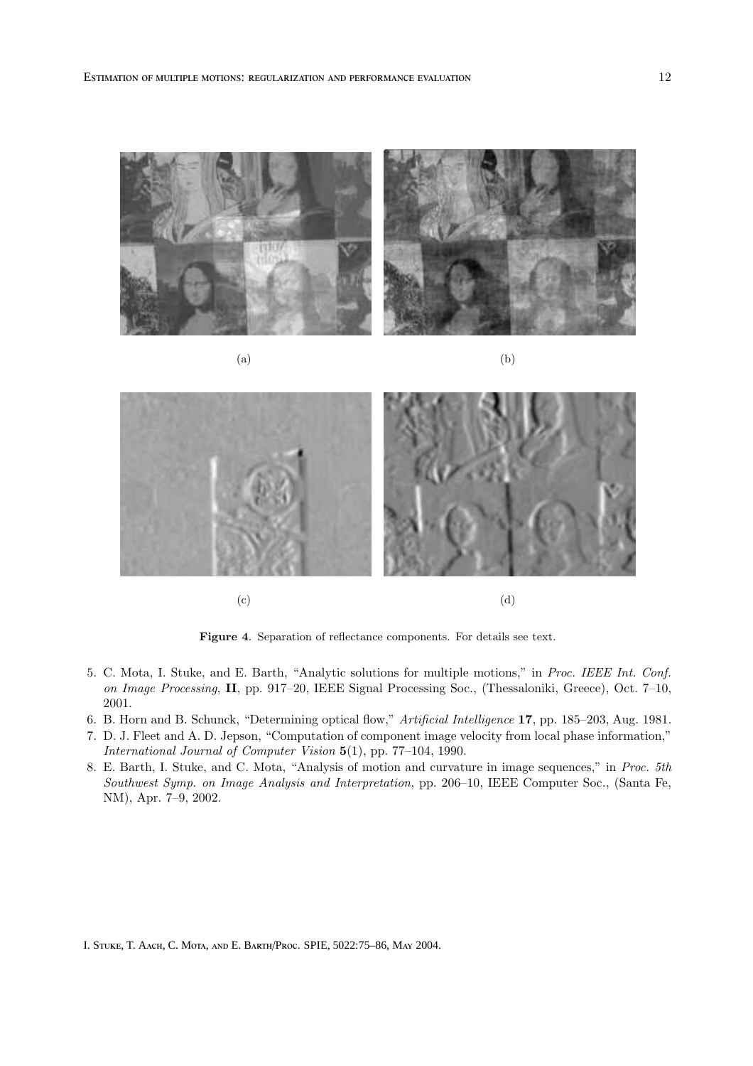(a)

(b)

(c)

(d)

**Figure 4**. Separation of reflectance components. For details see text.

5. C. Mota, I. Stuke, and E. Barth, "Analytic solutions for multiple motions," in *Proc. IEEE Int. Conf. on Image Processing*, **II**, pp. 917–20, IEEE Signal Processing Soc., (Thessaloniki, Greece), Oct. 7–10, 2001.
6. B. Horn and B. Schunck, "Determining optical flow," *Artificial Intelligence* **17**, pp. 185–203, Aug. 1981.
7. D. J. Fleet and A. D. Jepson, "Computation of component image velocity from local phase information," *International Journal of Computer Vision* **5**(1), pp. 77–104, 1990.
8. E. Barth, I. Stuke, and C. Mota, "Analysis of motion and curvature in image sequences," in *Proc. 5th Southwest Symp. on Image Analysis and Interpretation*, pp. 206–10, IEEE Computer Soc., (Santa Fe, NM), Apr. 7–9, 2002.